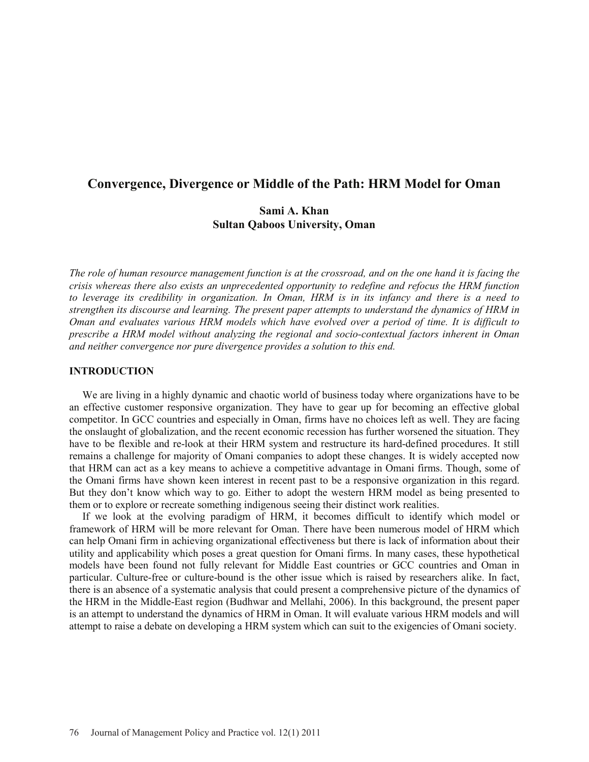# Convergence, Divergence or Middle of the Path: HRM Model for Oman

**Sami A. Khan**
**Sultan Qaboos University, Oman**

*The role of human resource management function is at the crossroad, and on the one hand it is facing the crisis whereas there also exists an unprecedented opportunity to redefine and refocus the HRM function to leverage its credibility in organization. In Oman, HRM is in its infancy and there is a need to strengthen its discourse and learning. The present paper attempts to understand the dynamics of HRM in Oman and evaluates various HRM models which have evolved over a period of time. It is difficult to prescribe a HRM model without analyzing the regional and socio-contextual factors inherent in Oman and neither convergence nor pure divergence provides a solution to this end.*

## INTRODUCTION

We are living in a highly dynamic and chaotic world of business today where organizations have to be an effective customer responsive organization. They have to gear up for becoming an effective global competitor. In GCC countries and especially in Oman, firms have no choices left as well. They are facing the onslaught of globalization, and the recent economic recession has further worsened the situation. They have to be flexible and re-look at their HRM system and restructure its hard-defined procedures. It still remains a challenge for majority of Omani companies to adopt these changes. It is widely accepted now that HRM can act as a key means to achieve a competitive advantage in Omani firms. Though, some of the Omani firms have shown keen interest in recent past to be a responsive organization in this regard. But they don't know which way to go. Either to adopt the western HRM model as being presented to them or to explore or recreate something indigenous seeing their distinct work realities.

If we look at the evolving paradigm of HRM, it becomes difficult to identify which model or framework of HRM will be more relevant for Oman. There have been numerous model of HRM which can help Omani firm in achieving organizational effectiveness but there is lack of information about their utility and applicability which poses a great question for Omani firms. In many cases, these hypothetical models have been found not fully relevant for Middle East countries or GCC countries and Oman in particular. Culture-free or culture-bound is the other issue which is raised by researchers alike. In fact, there is an absence of a systematic analysis that could present a comprehensive picture of the dynamics of the HRM in the Middle-East region (Budhwar and Mellahi, 2006). In this background, the present paper is an attempt to understand the dynamics of HRM in Oman. It will evaluate various HRM models and will attempt to raise a debate on developing a HRM system which can suit to the exigencies of Omani society.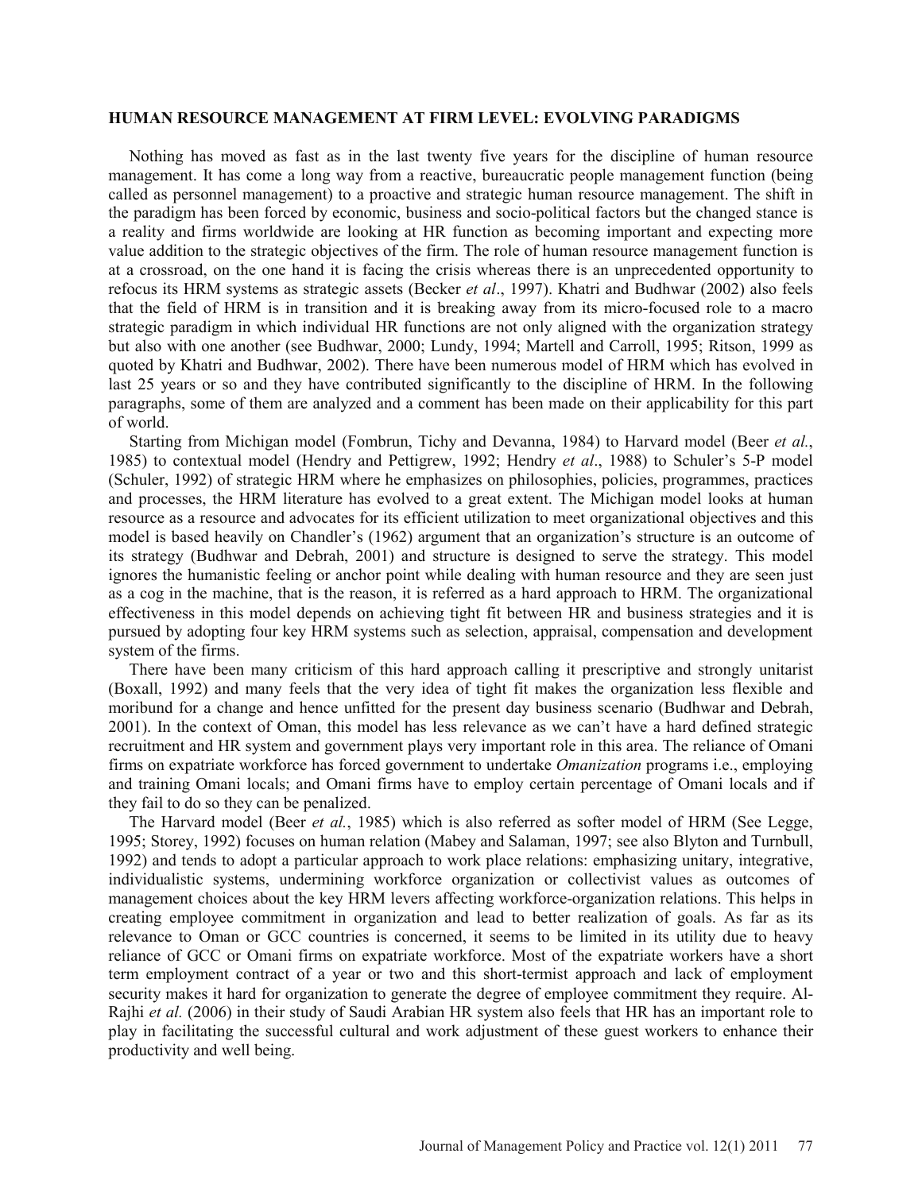## HUMAN RESOURCE MANAGEMENT AT FIRM LEVEL: EVOLVING PARADIGMS

Nothing has moved as fast as in the last twenty five years for the discipline of human resource management. It has come a long way from a reactive, bureaucratic people management function (being called as personnel management) to a proactive and strategic human resource management. The shift in the paradigm has been forced by economic, business and socio-political factors but the changed stance is a reality and firms worldwide are looking at HR function as becoming important and expecting more value addition to the strategic objectives of the firm. The role of human resource management function is at a crossroad, on the one hand it is facing the crisis whereas there is an unprecedented opportunity to refocus its HRM systems as strategic assets (Becker *et al*., 1997). Khatri and Budhwar (2002) also feels that the field of HRM is in transition and it is breaking away from its micro-focused role to a macro strategic paradigm in which individual HR functions are not only aligned with the organization strategy but also with one another (see Budhwar, 2000; Lundy, 1994; Martell and Carroll, 1995; Ritson, 1999 as quoted by Khatri and Budhwar, 2002). There have been numerous model of HRM which has evolved in last 25 years or so and they have contributed significantly to the discipline of HRM. In the following paragraphs, some of them are analyzed and a comment has been made on their applicability for this part of world.

Starting from Michigan model (Fombrun, Tichy and Devanna, 1984) to Harvard model (Beer *et al.*, 1985) to contextual model (Hendry and Pettigrew, 1992; Hendry *et al*., 1988) to Schuler's 5-P model (Schuler, 1992) of strategic HRM where he emphasizes on philosophies, policies, programmes, practices and processes, the HRM literature has evolved to a great extent. The Michigan model looks at human resource as a resource and advocates for its efficient utilization to meet organizational objectives and this model is based heavily on Chandler's (1962) argument that an organization's structure is an outcome of its strategy (Budhwar and Debrah, 2001) and structure is designed to serve the strategy. This model ignores the humanistic feeling or anchor point while dealing with human resource and they are seen just as a cog in the machine, that is the reason, it is referred as a hard approach to HRM. The organizational effectiveness in this model depends on achieving tight fit between HR and business strategies and it is pursued by adopting four key HRM systems such as selection, appraisal, compensation and development system of the firms.

There have been many criticism of this hard approach calling it prescriptive and strongly unitarist (Boxall, 1992) and many feels that the very idea of tight fit makes the organization less flexible and moribund for a change and hence unfitted for the present day business scenario (Budhwar and Debrah, 2001). In the context of Oman, this model has less relevance as we can't have a hard defined strategic recruitment and HR system and government plays very important role in this area. The reliance of Omani firms on expatriate workforce has forced government to undertake *Omanization* programs i.e., employing and training Omani locals; and Omani firms have to employ certain percentage of Omani locals and if they fail to do so they can be penalized.

The Harvard model (Beer *et al.*, 1985) which is also referred as softer model of HRM (See Legge, 1995; Storey, 1992) focuses on human relation (Mabey and Salaman, 1997; see also Blyton and Turnbull, 1992) and tends to adopt a particular approach to work place relations: emphasizing unitary, integrative, individualistic systems, undermining workforce organization or collectivist values as outcomes of management choices about the key HRM levers affecting workforce-organization relations. This helps in creating employee commitment in organization and lead to better realization of goals. As far as its relevance to Oman or GCC countries is concerned, it seems to be limited in its utility due to heavy reliance of GCC or Omani firms on expatriate workforce. Most of the expatriate workers have a short term employment contract of a year or two and this short-termist approach and lack of employment security makes it hard for organization to generate the degree of employee commitment they require. Al-Rajhi *et al.* (2006) in their study of Saudi Arabian HR system also feels that HR has an important role to play in facilitating the successful cultural and work adjustment of these guest workers to enhance their productivity and well being.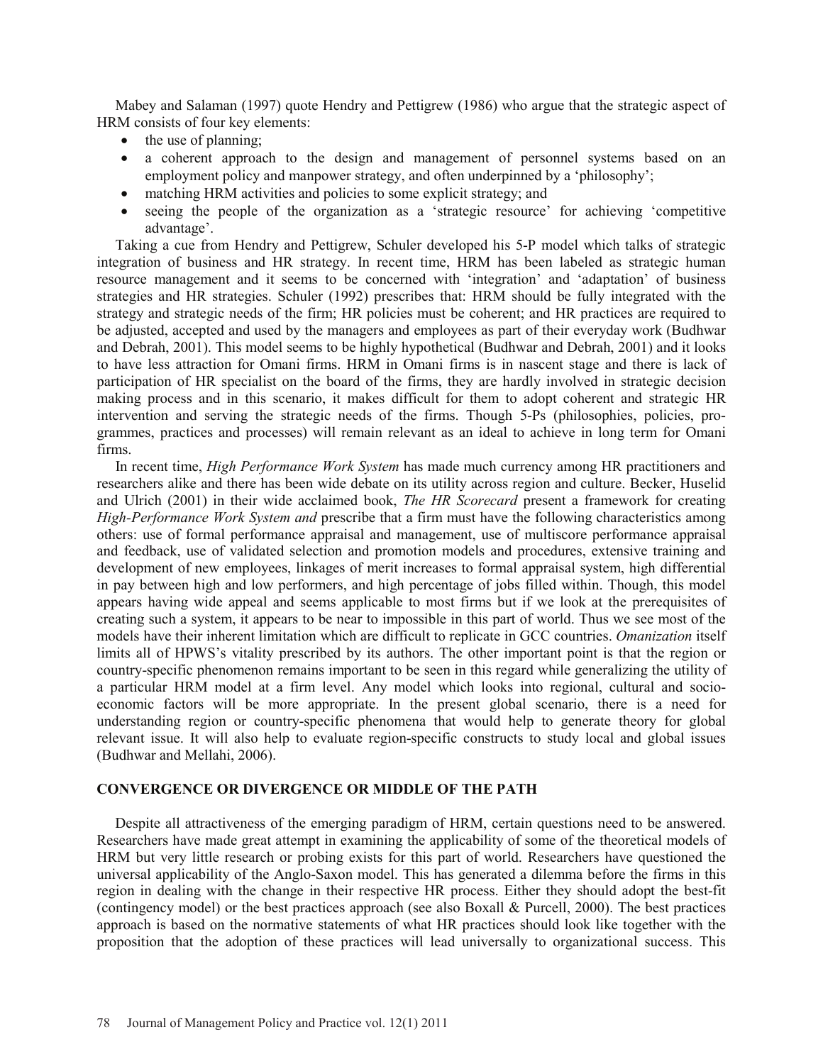Mabey and Salaman (1997) quote Hendry and Pettigrew (1986) who argue that the strategic aspect of HRM consists of four key elements:

- the use of planning;
- a coherent approach to the design and management of personnel systems based on an employment policy and manpower strategy, and often underpinned by a 'philosophy';
- matching HRM activities and policies to some explicit strategy; and
- seeing the people of the organization as a 'strategic resource' for achieving 'competitive advantage'.

Taking a cue from Hendry and Pettigrew, Schuler developed his 5-P model which talks of strategic integration of business and HR strategy. In recent time, HRM has been labeled as strategic human resource management and it seems to be concerned with 'integration' and 'adaptation' of business strategies and HR strategies. Schuler (1992) prescribes that: HRM should be fully integrated with the strategy and strategic needs of the firm; HR policies must be coherent; and HR practices are required to be adjusted, accepted and used by the managers and employees as part of their everyday work (Budhwar and Debrah, 2001). This model seems to be highly hypothetical (Budhwar and Debrah, 2001) and it looks to have less attraction for Omani firms. HRM in Omani firms is in nascent stage and there is lack of participation of HR specialist on the board of the firms, they are hardly involved in strategic decision making process and in this scenario, it makes difficult for them to adopt coherent and strategic HR intervention and serving the strategic needs of the firms. Though 5-Ps (philosophies, policies, programmes, practices and processes) will remain relevant as an ideal to achieve in long term for Omani firms.

In recent time, *High Performance Work System* has made much currency among HR practitioners and researchers alike and there has been wide debate on its utility across region and culture. Becker, Huselid and Ulrich (2001) in their wide acclaimed book, *The HR Scorecard* present a framework for creating *High-Performance Work System and* prescribe that a firm must have the following characteristics among others: use of formal performance appraisal and management, use of multiscore performance appraisal and feedback, use of validated selection and promotion models and procedures, extensive training and development of new employees, linkages of merit increases to formal appraisal system, high differential in pay between high and low performers, and high percentage of jobs filled within. Though, this model appears having wide appeal and seems applicable to most firms but if we look at the prerequisites of creating such a system, it appears to be near to impossible in this part of world. Thus we see most of the models have their inherent limitation which are difficult to replicate in GCC countries. *Omanization* itself limits all of HPWS's vitality prescribed by its authors. The other important point is that the region or country-specific phenomenon remains important to be seen in this regard while generalizing the utility of a particular HRM model at a firm level. Any model which looks into regional, cultural and socio-economic factors will be more appropriate. In the present global scenario, there is a need for understanding region or country-specific phenomena that would help to generate theory for global relevant issue. It will also help to evaluate region-specific constructs to study local and global issues (Budhwar and Mellahi, 2006).

## CONVERGENCE OR DIVERGENCE OR MIDDLE OF THE PATH

Despite all attractiveness of the emerging paradigm of HRM, certain questions need to be answered. Researchers have made great attempt in examining the applicability of some of the theoretical models of HRM but very little research or probing exists for this part of world. Researchers have questioned the universal applicability of the Anglo-Saxon model. This has generated a dilemma before the firms in this region in dealing with the change in their respective HR process. Either they should adopt the best-fit (contingency model) or the best practices approach (see also Boxall & Purcell, 2000). The best practices approach is based on the normative statements of what HR practices should look like together with the proposition that the adoption of these practices will lead universally to organizational success. This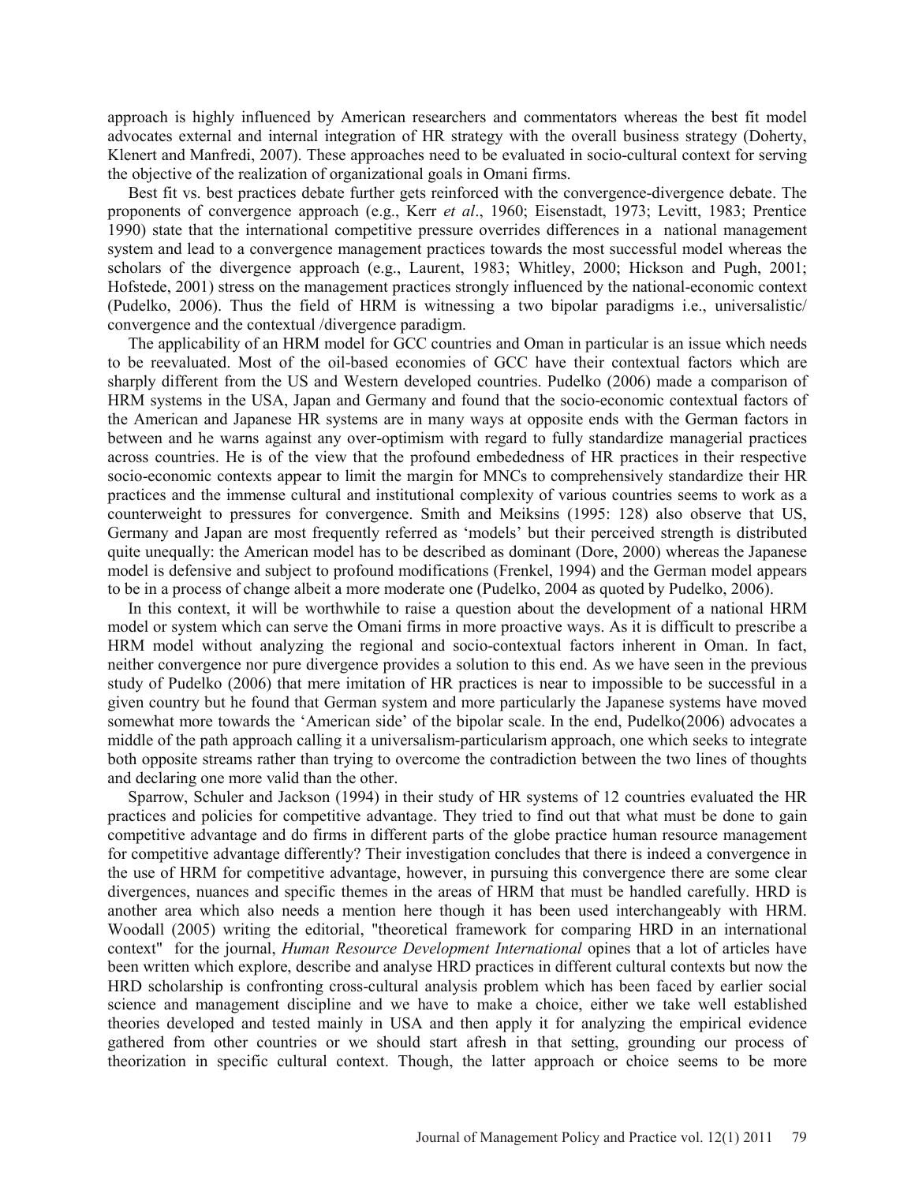approach is highly influenced by American researchers and commentators whereas the best fit model advocates external and internal integration of HR strategy with the overall business strategy (Doherty, Klenert and Manfredi, 2007). These approaches need to be evaluated in socio-cultural context for serving the objective of the realization of organizational goals in Omani firms.

Best fit vs. best practices debate further gets reinforced with the convergence-divergence debate. The proponents of convergence approach (e.g., Kerr *et al*., 1960; Eisenstadt, 1973; Levitt, 1983; Prentice 1990) state that the international competitive pressure overrides differences in a national management system and lead to a convergence management practices towards the most successful model whereas the scholars of the divergence approach (e.g., Laurent, 1983; Whitley, 2000; Hickson and Pugh, 2001; Hofstede, 2001) stress on the management practices strongly influenced by the national-economic context (Pudelko, 2006). Thus the field of HRM is witnessing a two bipolar paradigms i.e., universalistic/ convergence and the contextual /divergence paradigm.

The applicability of an HRM model for GCC countries and Oman in particular is an issue which needs to be reevaluated. Most of the oil-based economies of GCC have their contextual factors which are sharply different from the US and Western developed countries. Pudelko (2006) made a comparison of HRM systems in the USA, Japan and Germany and found that the socio-economic contextual factors of the American and Japanese HR systems are in many ways at opposite ends with the German factors in between and he warns against any over-optimism with regard to fully standardize managerial practices across countries. He is of the view that the profound embeddedness of HR practices in their respective socio-economic contexts appear to limit the margin for MNCs to comprehensively standardize their HR practices and the immense cultural and institutional complexity of various countries seems to work as a counterweight to pressures for convergence. Smith and Meiksins (1995: 128) also observe that US, Germany and Japan are most frequently referred as 'models' but their perceived strength is distributed quite unequally: the American model has to be described as dominant (Dore, 2000) whereas the Japanese model is defensive and subject to profound modifications (Frenkel, 1994) and the German model appears to be in a process of change albeit a more moderate one (Pudelko, 2004 as quoted by Pudelko, 2006).

In this context, it will be worthwhile to raise a question about the development of a national HRM model or system which can serve the Omani firms in more proactive ways. As it is difficult to prescribe a HRM model without analyzing the regional and socio-contextual factors inherent in Oman. In fact, neither convergence nor pure divergence provides a solution to this end. As we have seen in the previous study of Pudelko (2006) that mere imitation of HR practices is near to impossible to be successful in a given country but he found that German system and more particularly the Japanese systems have moved somewhat more towards the 'American side' of the bipolar scale. In the end, Pudelko(2006) advocates a middle of the path approach calling it a universalism-particularism approach, one which seeks to integrate both opposite streams rather than trying to overcome the contradiction between the two lines of thoughts and declaring one more valid than the other.

Sparrow, Schuler and Jackson (1994) in their study of HR systems of 12 countries evaluated the HR practices and policies for competitive advantage. They tried to find out that what must be done to gain competitive advantage and do firms in different parts of the globe practice human resource management for competitive advantage differently? Their investigation concludes that there is indeed a convergence in the use of HRM for competitive advantage, however, in pursuing this convergence there are some clear divergences, nuances and specific themes in the areas of HRM that must be handled carefully. HRD is another area which also needs a mention here though it has been used interchangeably with HRM. Woodall (2005) writing the editorial, "theoretical framework for comparing HRD in an international context" for the journal, *Human Resource Development International* opines that a lot of articles have been written which explore, describe and analyse HRD practices in different cultural contexts but now the HRD scholarship is confronting cross-cultural analysis problem which has been faced by earlier social science and management discipline and we have to make a choice, either we take well established theories developed and tested mainly in USA and then apply it for analyzing the empirical evidence gathered from other countries or we should start afresh in that setting, grounding our process of theorization in specific cultural context. Though, the latter approach or choice seems to be more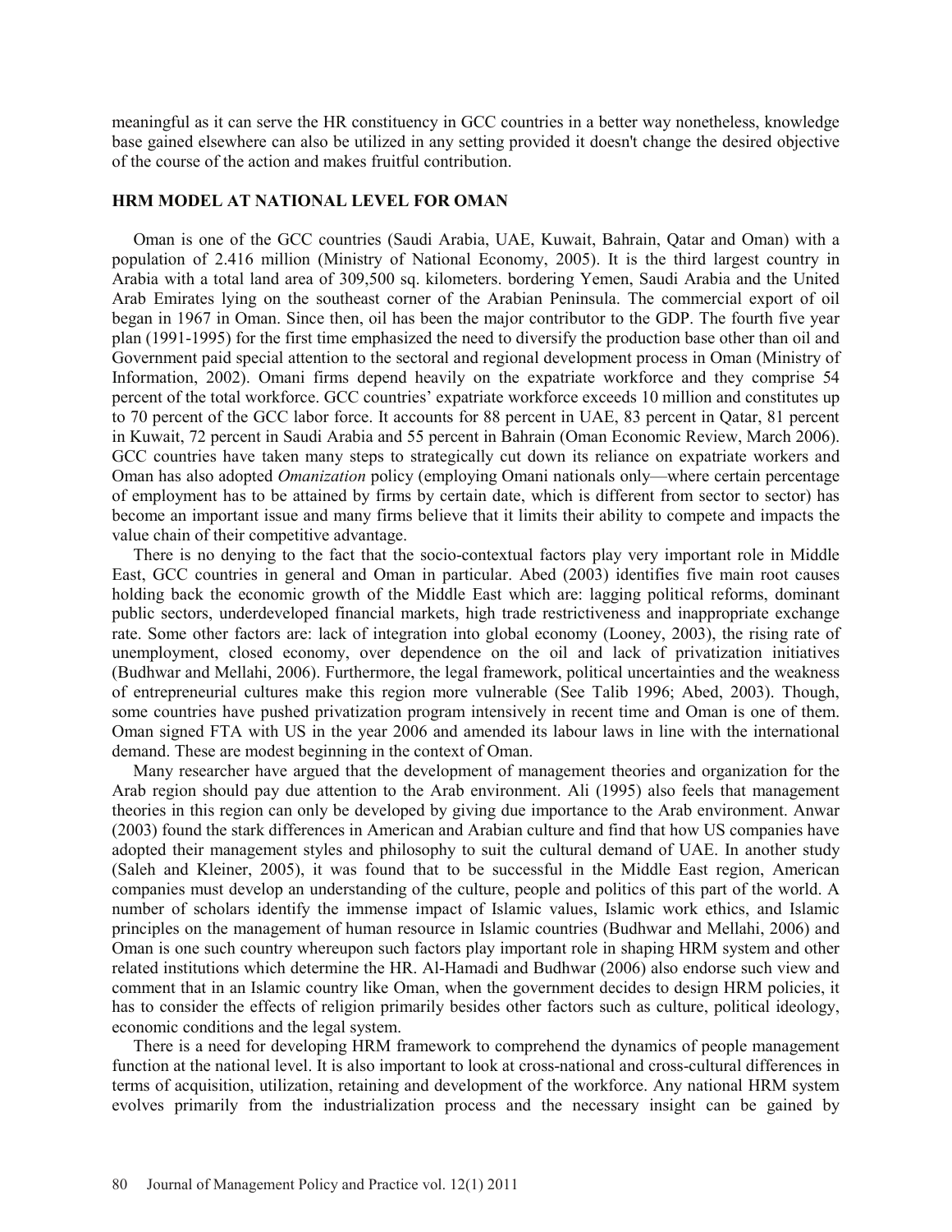meaningful as it can serve the HR constituency in GCC countries in a better way nonetheless, knowledge base gained elsewhere can also be utilized in any setting provided it doesn't change the desired objective of the course of the action and makes fruitful contribution.

## HRM MODEL AT NATIONAL LEVEL FOR OMAN

Oman is one of the GCC countries (Saudi Arabia, UAE, Kuwait, Bahrain, Qatar and Oman) with a population of 2.416 million (Ministry of National Economy, 2005). It is the third largest country in Arabia with a total land area of 309,500 sq. kilometers. bordering Yemen, Saudi Arabia and the United Arab Emirates lying on the southeast corner of the Arabian Peninsula. The commercial export of oil began in 1967 in Oman. Since then, oil has been the major contributor to the GDP. The fourth five year plan (1991-1995) for the first time emphasized the need to diversify the production base other than oil and Government paid special attention to the sectoral and regional development process in Oman (Ministry of Information, 2002). Omani firms depend heavily on the expatriate workforce and they comprise 54 percent of the total workforce. GCC countries' expatriate workforce exceeds 10 million and constitutes up to 70 percent of the GCC labor force. It accounts for 88 percent in UAE, 83 percent in Qatar, 81 percent in Kuwait, 72 percent in Saudi Arabia and 55 percent in Bahrain (Oman Economic Review, March 2006). GCC countries have taken many steps to strategically cut down its reliance on expatriate workers and Oman has also adopted *Omanization* policy (employing Omani nationals only—where certain percentage of employment has to be attained by firms by certain date, which is different from sector to sector) has become an important issue and many firms believe that it limits their ability to compete and impacts the value chain of their competitive advantage.

There is no denying to the fact that the socio-contextual factors play very important role in Middle East, GCC countries in general and Oman in particular. Abed (2003) identifies five main root causes holding back the economic growth of the Middle East which are: lagging political reforms, dominant public sectors, underdeveloped financial markets, high trade restrictiveness and inappropriate exchange rate. Some other factors are: lack of integration into global economy (Looney, 2003), the rising rate of unemployment, closed economy, over dependence on the oil and lack of privatization initiatives (Budhwar and Mellahi, 2006). Furthermore, the legal framework, political uncertainties and the weakness of entrepreneurial cultures make this region more vulnerable (See Talib 1996; Abed, 2003). Though, some countries have pushed privatization program intensively in recent time and Oman is one of them. Oman signed FTA with US in the year 2006 and amended its labour laws in line with the international demand. These are modest beginning in the context of Oman.

Many researcher have argued that the development of management theories and organization for the Arab region should pay due attention to the Arab environment. Ali (1995) also feels that management theories in this region can only be developed by giving due importance to the Arab environment. Anwar (2003) found the stark differences in American and Arabian culture and find that how US companies have adopted their management styles and philosophy to suit the cultural demand of UAE. In another study (Saleh and Kleiner, 2005), it was found that to be successful in the Middle East region, American companies must develop an understanding of the culture, people and politics of this part of the world. A number of scholars identify the immense impact of Islamic values, Islamic work ethics, and Islamic principles on the management of human resource in Islamic countries (Budhwar and Mellahi, 2006) and Oman is one such country whereupon such factors play important role in shaping HRM system and other related institutions which determine the HR. Al-Hamadi and Budhwar (2006) also endorse such view and comment that in an Islamic country like Oman, when the government decides to design HRM policies, it has to consider the effects of religion primarily besides other factors such as culture, political ideology, economic conditions and the legal system.

There is a need for developing HRM framework to comprehend the dynamics of people management function at the national level. It is also important to look at cross-national and cross-cultural differences in terms of acquisition, utilization, retaining and development of the workforce. Any national HRM system evolves primarily from the industrialization process and the necessary insight can be gained by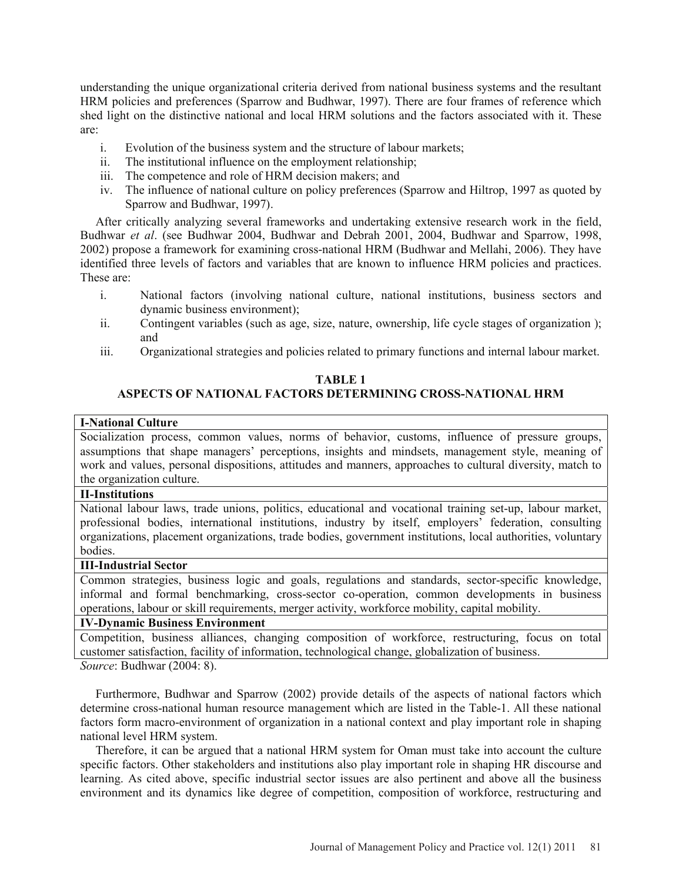understanding the unique organizational criteria derived from national business systems and the resultant HRM policies and preferences (Sparrow and Budhwar, 1997). There are four frames of reference which shed light on the distinctive national and local HRM solutions and the factors associated with it. These are:

i. Evolution of the business system and the structure of labour markets;
ii. The institutional influence on the employment relationship;
iii. The competence and role of HRM decision makers; and
iv. The influence of national culture on policy preferences (Sparrow and Hiltrop, 1997 as quoted by Sparrow and Budhwar, 1997).

After critically analyzing several frameworks and undertaking extensive research work in the field, Budhwar *et al*. (see Budhwar 2004, Budhwar and Debrah 2001, 2004, Budhwar and Sparrow, 1998, 2002) propose a framework for examining cross-national HRM (Budhwar and Mellahi, 2006). They have identified three levels of factors and variables that are known to influence HRM policies and practices. These are:

i. National factors (involving national culture, national institutions, business sectors and dynamic business environment);
ii. Contingent variables (such as age, size, nature, ownership, life cycle stages of organization ); and
iii. Organizational strategies and policies related to primary functions and internal labour market.

**TABLE 1**
**ASPECTS OF NATIONAL FACTORS DETERMINING CROSS-NATIONAL HRM**

| **I-National Culture** |
|---|
| Socialization process, common values, norms of behavior, customs, influence of pressure groups, assumptions that shape managers' perceptions, insights and mindsets, management style, meaning of work and values, personal dispositions, attitudes and manners, approaches to cultural diversity, match to the organization culture. |
| **II-Institutions** |
| National labour laws, trade unions, politics, educational and vocational training set-up, labour market, professional bodies, international institutions, industry by itself, employers' federation, consulting organizations, placement organizations, trade bodies, government institutions, local authorities, voluntary bodies. |
| **III-Industrial Sector** |
| Common strategies, business logic and goals, regulations and standards, sector-specific knowledge, informal and formal benchmarking, cross-sector co-operation, common developments in business operations, labour or skill requirements, merger activity, workforce mobility, capital mobility. |
| **IV-Dynamic Business Environment** |
| Competition, business alliances, changing composition of workforce, restructuring, focus on total customer satisfaction, facility of information, technological change, globalization of business. |

*Source*: Budhwar (2004: 8).

Furthermore, Budhwar and Sparrow (2002) provide details of the aspects of national factors which determine cross-national human resource management which are listed in the Table-1. All these national factors form macro-environment of organization in a national context and play important role in shaping national level HRM system.

Therefore, it can be argued that a national HRM system for Oman must take into account the culture specific factors. Other stakeholders and institutions also play important role in shaping HR discourse and learning. As cited above, specific industrial sector issues are also pertinent and above all the business environment and its dynamics like degree of competition, composition of workforce, restructuring and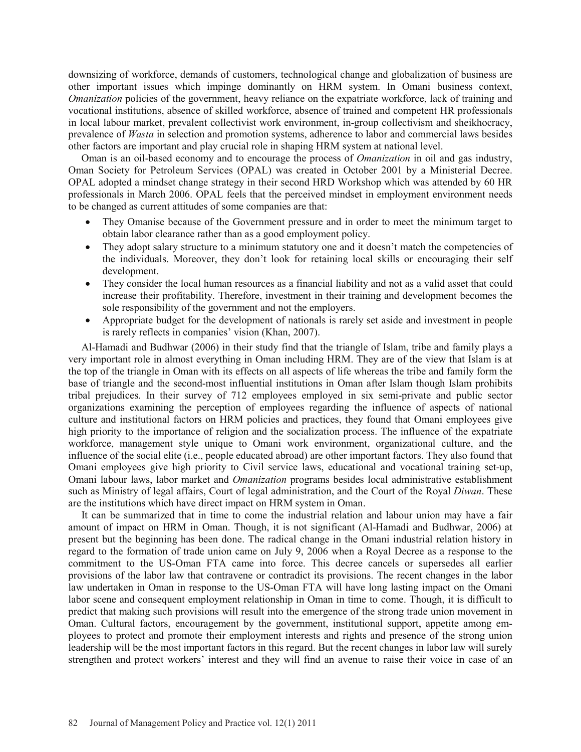downsizing of workforce, demands of customers, technological change and globalization of business are other important issues which impinge dominantly on HRM system. In Omani business context, *Omanization* policies of the government, heavy reliance on the expatriate workforce, lack of training and vocational institutions, absence of skilled workforce, absence of trained and competent HR professionals in local labour market, prevalent collectivist work environment, in-group collectivism and sheikhocracy, prevalence of *Wasta* in selection and promotion systems, adherence to labor and commercial laws besides other factors are important and play crucial role in shaping HRM system at national level.

Oman is an oil-based economy and to encourage the process of *Omanization* in oil and gas industry, Oman Society for Petroleum Services (OPAL) was created in October 2001 by a Ministerial Decree. OPAL adopted a mindset change strategy in their second HRD Workshop which was attended by 60 HR professionals in March 2006. OPAL feels that the perceived mindset in employment environment needs to be changed as current attitudes of some companies are that:

- They Omanise because of the Government pressure and in order to meet the minimum target to obtain labor clearance rather than as a good employment policy.
- They adopt salary structure to a minimum statutory one and it doesn't match the competencies of the individuals. Moreover, they don't look for retaining local skills or encouraging their self development.
- They consider the local human resources as a financial liability and not as a valid asset that could increase their profitability. Therefore, investment in their training and development becomes the sole responsibility of the government and not the employers.
- Appropriate budget for the development of nationals is rarely set aside and investment in people is rarely reflects in companies' vision (Khan, 2007).

Al-Hamadi and Budhwar (2006) in their study find that the triangle of Islam, tribe and family plays a very important role in almost everything in Oman including HRM. They are of the view that Islam is at the top of the triangle in Oman with its effects on all aspects of life whereas the tribe and family form the base of triangle and the second-most influential institutions in Oman after Islam though Islam prohibits tribal prejudices. In their survey of 712 employees employed in six semi-private and public sector organizations examining the perception of employees regarding the influence of aspects of national culture and institutional factors on HRM policies and practices, they found that Omani employees give high priority to the importance of religion and the socialization process. The influence of the expatriate workforce, management style unique to Omani work environment, organizational culture, and the influence of the social elite (i.e., people educated abroad) are other important factors. They also found that Omani employees give high priority to Civil service laws, educational and vocational training set-up, Omani labour laws, labor market and *Omanization* programs besides local administrative establishment such as Ministry of legal affairs, Court of legal administration, and the Court of the Royal *Diwan*. These are the institutions which have direct impact on HRM system in Oman.

It can be summarized that in time to come the industrial relation and labour union may have a fair amount of impact on HRM in Oman. Though, it is not significant (Al-Hamadi and Budhwar, 2006) at present but the beginning has been done. The radical change in the Omani industrial relation history in regard to the formation of trade union came on July 9, 2006 when a Royal Decree as a response to the commitment to the US-Oman FTA came into force. This decree cancels or supersedes all earlier provisions of the labor law that contravene or contradict its provisions. The recent changes in the labor law undertaken in Oman in response to the US-Oman FTA will have long lasting impact on the Omani labor scene and consequent employment relationship in Oman in time to come. Though, it is difficult to predict that making such provisions will result into the emergence of the strong trade union movement in Oman. Cultural factors, encouragement by the government, institutional support, appetite among employees to protect and promote their employment interests and rights and presence of the strong union leadership will be the most important factors in this regard. But the recent changes in labor law will surely strengthen and protect workers' interest and they will find an avenue to raise their voice in case of an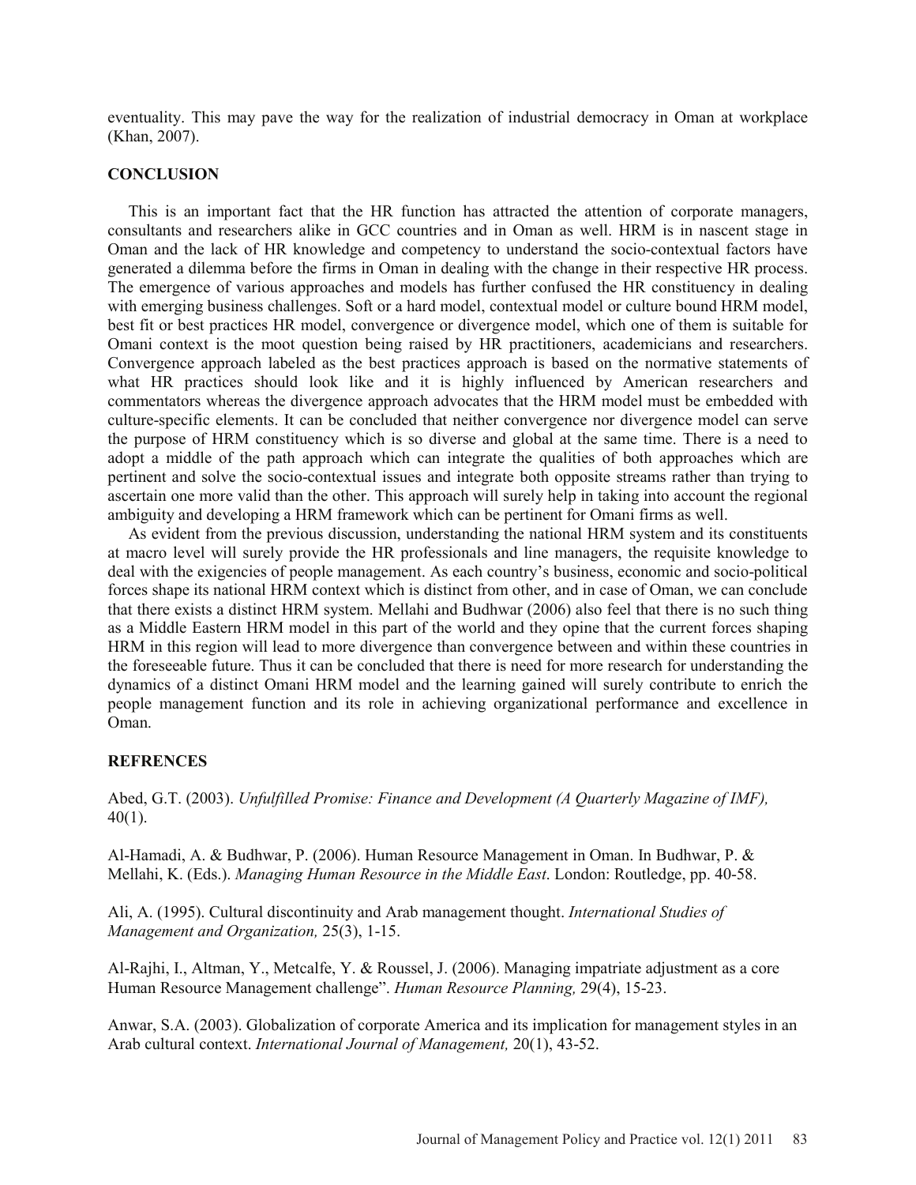eventuality. This may pave the way for the realization of industrial democracy in Oman at workplace (Khan, 2007).

## CONCLUSION

This is an important fact that the HR function has attracted the attention of corporate managers, consultants and researchers alike in GCC countries and in Oman as well. HRM is in nascent stage in Oman and the lack of HR knowledge and competency to understand the socio-contextual factors have generated a dilemma before the firms in Oman in dealing with the change in their respective HR process. The emergence of various approaches and models has further confused the HR constituency in dealing with emerging business challenges. Soft or a hard model, contextual model or culture bound HRM model, best fit or best practices HR model, convergence or divergence model, which one of them is suitable for Omani context is the moot question being raised by HR practitioners, academicians and researchers. Convergence approach labeled as the best practices approach is based on the normative statements of what HR practices should look like and it is highly influenced by American researchers and commentators whereas the divergence approach advocates that the HRM model must be embedded with culture-specific elements. It can be concluded that neither convergence nor divergence model can serve the purpose of HRM constituency which is so diverse and global at the same time. There is a need to adopt a middle of the path approach which can integrate the qualities of both approaches which are pertinent and solve the socio-contextual issues and integrate both opposite streams rather than trying to ascertain one more valid than the other. This approach will surely help in taking into account the regional ambiguity and developing a HRM framework which can be pertinent for Omani firms as well.

As evident from the previous discussion, understanding the national HRM system and its constituents at macro level will surely provide the HR professionals and line managers, the requisite knowledge to deal with the exigencies of people management. As each country's business, economic and socio-political forces shape its national HRM context which is distinct from other, and in case of Oman, we can conclude that there exists a distinct HRM system. Mellahi and Budhwar (2006) also feel that there is no such thing as a Middle Eastern HRM model in this part of the world and they opine that the current forces shaping HRM in this region will lead to more divergence than convergence between and within these countries in the foreseeable future. Thus it can be concluded that there is need for more research for understanding the dynamics of a distinct Omani HRM model and the learning gained will surely contribute to enrich the people management function and its role in achieving organizational performance and excellence in Oman.

## REFRENCES

Abed, G.T. (2003). *Unfulfilled Promise: Finance and Development (A Quarterly Magazine of IMF),* 40(1).

Al-Hamadi, A. & Budhwar, P. (2006). Human Resource Management in Oman. In Budhwar, P. & Mellahi, K. (Eds.). *Managing Human Resource in the Middle East*. London: Routledge, pp. 40-58.

Ali, A. (1995). Cultural discontinuity and Arab management thought. *International Studies of Management and Organization,* 25(3), 1-15.

Al-Rajhi, I., Altman, Y., Metcalfe, Y. & Roussel, J. (2006). Managing impatriate adjustment as a core Human Resource Management challenge". *Human Resource Planning,* 29(4), 15-23.

Anwar, S.A. (2003). Globalization of corporate America and its implication for management styles in an Arab cultural context. *International Journal of Management,* 20(1), 43-52.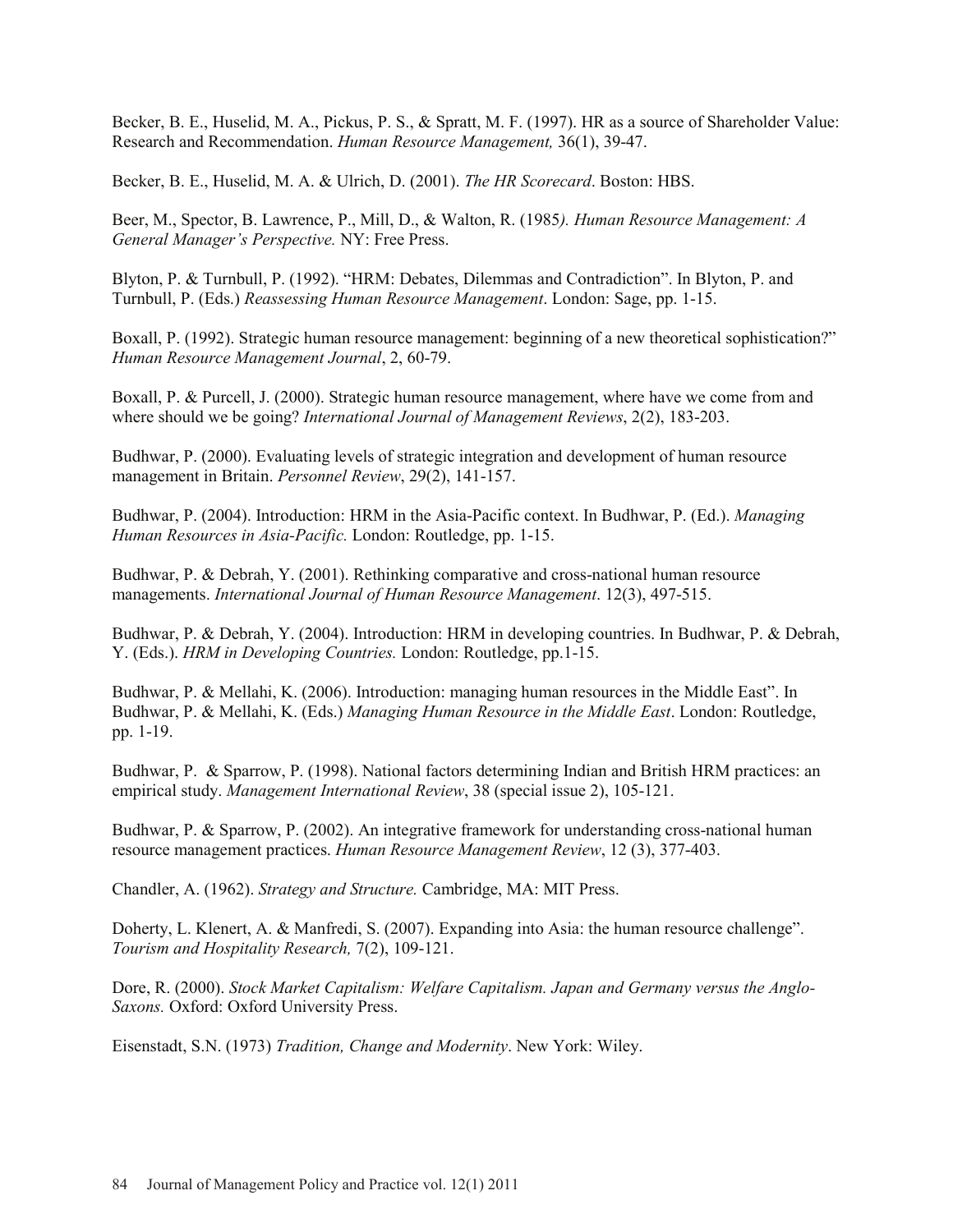Becker, B. E., Huselid, M. A., Pickus, P. S., & Spratt, M. F. (1997). HR as a source of Shareholder Value: Research and Recommendation. *Human Resource Management,* 36(1), 39-47.

Becker, B. E., Huselid, M. A. & Ulrich, D. (2001). *The HR Scorecard*. Boston: HBS.

Beer, M., Spector, B. Lawrence, P., Mill, D., & Walton, R. (1985*). Human Resource Management: A General Manager's Perspective.* NY: Free Press.

Blyton, P. & Turnbull, P. (1992). "HRM: Debates, Dilemmas and Contradiction". In Blyton, P. and Turnbull, P. (Eds.) *Reassessing Human Resource Management*. London: Sage, pp. 1-15.

Boxall, P. (1992). Strategic human resource management: beginning of a new theoretical sophistication?" *Human Resource Management Journal*, 2, 60-79.

Boxall, P. & Purcell, J. (2000). Strategic human resource management, where have we come from and where should we be going? *International Journal of Management Reviews*, 2(2), 183-203.

Budhwar, P. (2000). Evaluating levels of strategic integration and development of human resource management in Britain. *Personnel Review*, 29(2), 141-157.

Budhwar, P. (2004). Introduction: HRM in the Asia-Pacific context. In Budhwar, P. (Ed.). *Managing Human Resources in Asia-Pacific.* London: Routledge, pp. 1-15.

Budhwar, P. & Debrah, Y. (2001). Rethinking comparative and cross-national human resource managements. *International Journal of Human Resource Management*. 12(3), 497-515.

Budhwar, P. & Debrah, Y. (2004). Introduction: HRM in developing countries. In Budhwar, P. & Debrah, Y. (Eds.). *HRM in Developing Countries.* London: Routledge, pp.1-15.

Budhwar, P. & Mellahi, K. (2006). Introduction: managing human resources in the Middle East". In Budhwar, P. & Mellahi, K. (Eds.) *Managing Human Resource in the Middle East*. London: Routledge, pp. 1-19.

Budhwar, P. & Sparrow, P. (1998). National factors determining Indian and British HRM practices: an empirical study. *Management International Review*, 38 (special issue 2), 105-121.

Budhwar, P. & Sparrow, P. (2002). An integrative framework for understanding cross-national human resource management practices. *Human Resource Management Review*, 12 (3), 377-403.

Chandler, A. (1962). *Strategy and Structure.* Cambridge, MA: MIT Press.

Doherty, L. Klenert, A. & Manfredi, S. (2007). Expanding into Asia: the human resource challenge". *Tourism and Hospitality Research,* 7(2), 109-121.

Dore, R. (2000). *Stock Market Capitalism: Welfare Capitalism. Japan and Germany versus the Anglo-Saxons.* Oxford: Oxford University Press.

Eisenstadt, S.N. (1973) *Tradition, Change and Modernity*. New York: Wiley.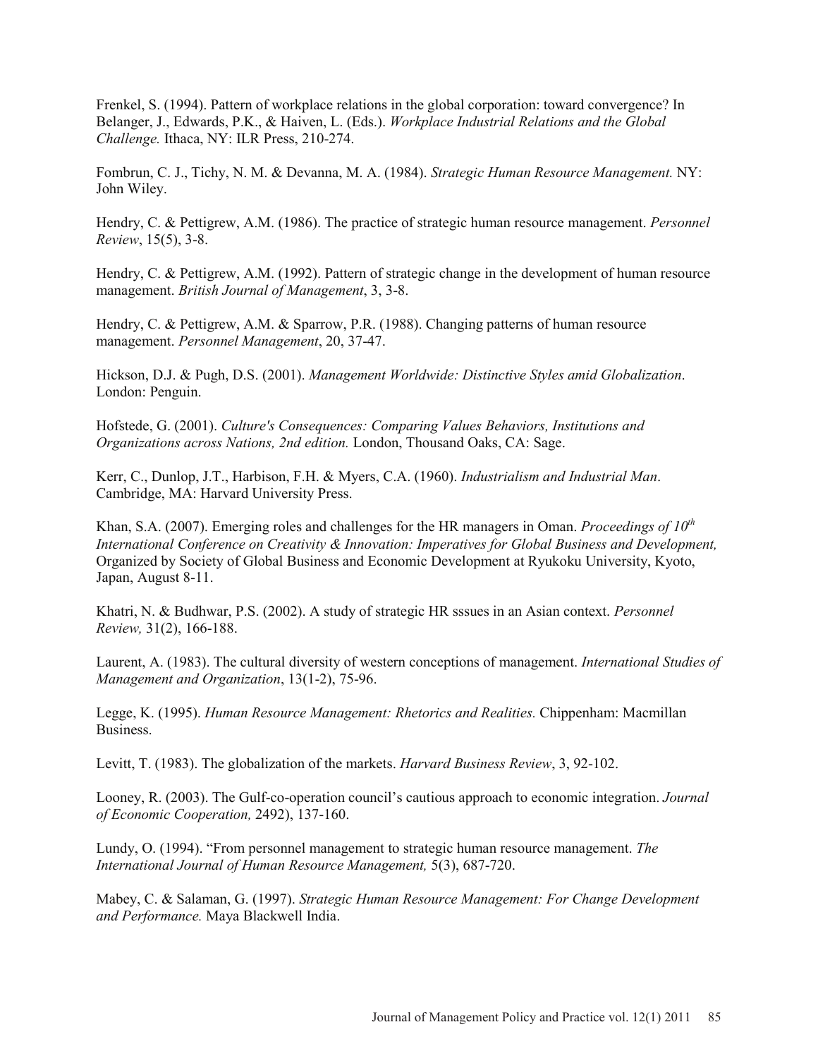Frenkel, S. (1994). Pattern of workplace relations in the global corporation: toward convergence? In Belanger, J., Edwards, P.K., & Haiven, L. (Eds.). *Workplace Industrial Relations and the Global Challenge.* Ithaca, NY: ILR Press, 210-274.

Fombrun, C. J., Tichy, N. M. & Devanna, M. A. (1984). *Strategic Human Resource Management.* NY: John Wiley.

Hendry, C. & Pettigrew, A.M. (1986). The practice of strategic human resource management. *Personnel Review*, 15(5), 3-8.

Hendry, C. & Pettigrew, A.M. (1992). Pattern of strategic change in the development of human resource management. *British Journal of Management*, 3, 3-8.

Hendry, C. & Pettigrew, A.M. & Sparrow, P.R. (1988). Changing patterns of human resource management. *Personnel Management*, 20, 37-47.

Hickson, D.J. & Pugh, D.S. (2001). *Management Worldwide: Distinctive Styles amid Globalization*. London: Penguin.

Hofstede, G. (2001). *Culture's Consequences: Comparing Values Behaviors, Institutions and Organizations across Nations, 2nd edition.* London, Thousand Oaks, CA: Sage.

Kerr, C., Dunlop, J.T., Harbison, F.H. & Myers, C.A. (1960). *Industrialism and Industrial Man*. Cambridge, MA: Harvard University Press.

Khan, S.A. (2007). Emerging roles and challenges for the HR managers in Oman. *Proceedings of 10th International Conference on Creativity & Innovation: Imperatives for Global Business and Development,* Organized by Society of Global Business and Economic Development at Ryukoku University, Kyoto, Japan, August 8-11.

Khatri, N. & Budhwar, P.S. (2002). A study of strategic HR sssues in an Asian context. *Personnel Review,* 31(2), 166-188.

Laurent, A. (1983). The cultural diversity of western conceptions of management. *International Studies of Management and Organization*, 13(1-2), 75-96.

Legge, K. (1995). *Human Resource Management: Rhetorics and Realities.* Chippenham: Macmillan Business.

Levitt, T. (1983). The globalization of the markets. *Harvard Business Review*, 3, 92-102.

Looney, R. (2003). The Gulf-co-operation council's cautious approach to economic integration. *Journal of Economic Cooperation,* 2492), 137-160.

Lundy, O. (1994). "From personnel management to strategic human resource management. *The International Journal of Human Resource Management,* 5(3), 687-720.

Mabey, C. & Salaman, G. (1997). *Strategic Human Resource Management: For Change Development and Performance.* Maya Blackwell India.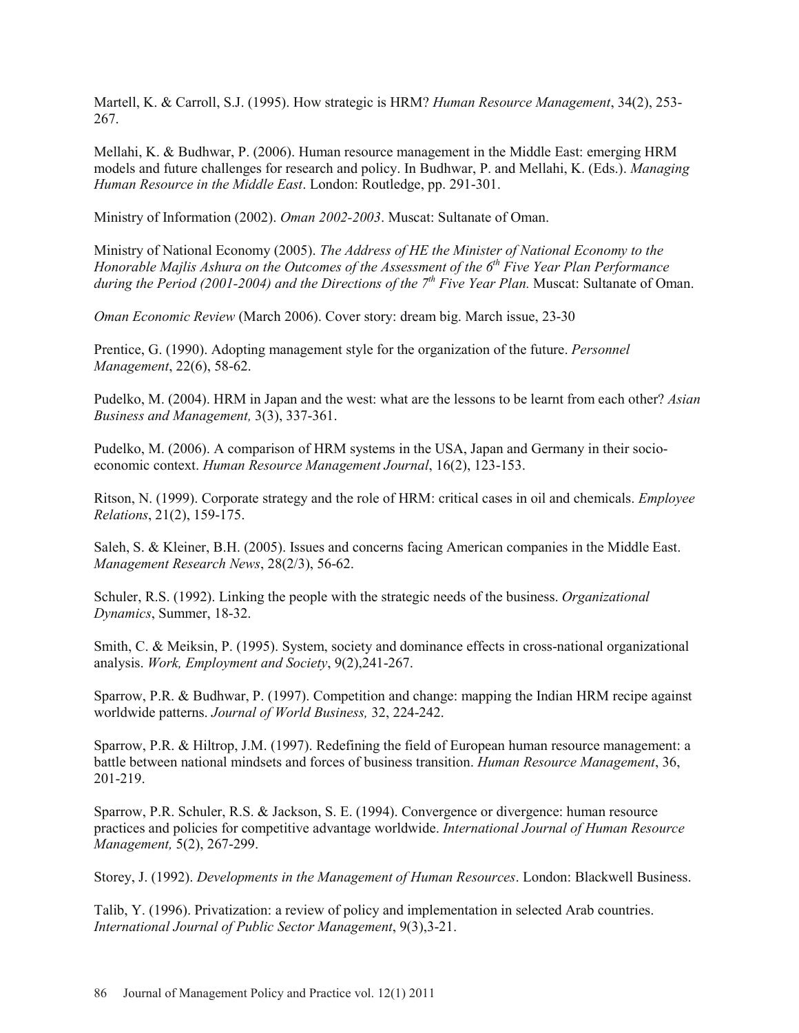Martell, K. & Carroll, S.J. (1995). How strategic is HRM? *Human Resource Management*, 34(2), 253-267.

Mellahi, K. & Budhwar, P. (2006). Human resource management in the Middle East: emerging HRM models and future challenges for research and policy. In Budhwar, P. and Mellahi, K. (Eds.). *Managing Human Resource in the Middle East*. London: Routledge, pp. 291-301.

Ministry of Information (2002). *Oman 2002-2003*. Muscat: Sultanate of Oman.

Ministry of National Economy (2005). *The Address of HE the Minister of National Economy to the Honorable Majlis Ashura on the Outcomes of the Assessment of the 6th Five Year Plan Performance during the Period (2001-2004) and the Directions of the 7th Five Year Plan.* Muscat: Sultanate of Oman.

*Oman Economic Review* (March 2006). Cover story: dream big. March issue, 23-30

Prentice, G. (1990). Adopting management style for the organization of the future. *Personnel Management*, 22(6), 58-62.

Pudelko, M. (2004). HRM in Japan and the west: what are the lessons to be learnt from each other? *Asian Business and Management,* 3(3), 337-361.

Pudelko, M. (2006). A comparison of HRM systems in the USA, Japan and Germany in their socio-economic context. *Human Resource Management Journal*, 16(2), 123-153.

Ritson, N. (1999). Corporate strategy and the role of HRM: critical cases in oil and chemicals. *Employee Relations*, 21(2), 159-175.

Saleh, S. & Kleiner, B.H. (2005). Issues and concerns facing American companies in the Middle East. *Management Research News*, 28(2/3), 56-62.

Schuler, R.S. (1992). Linking the people with the strategic needs of the business. *Organizational Dynamics*, Summer, 18-32.

Smith, C. & Meiksin, P. (1995). System, society and dominance effects in cross-national organizational analysis. *Work, Employment and Society*, 9(2),241-267.

Sparrow, P.R. & Budhwar, P. (1997). Competition and change: mapping the Indian HRM recipe against worldwide patterns. *Journal of World Business,* 32, 224-242.

Sparrow, P.R. & Hiltrop, J.M. (1997). Redefining the field of European human resource management: a battle between national mindsets and forces of business transition. *Human Resource Management*, 36, 201-219.

Sparrow, P.R. Schuler, R.S. & Jackson, S. E. (1994). Convergence or divergence: human resource practices and policies for competitive advantage worldwide. *International Journal of Human Resource Management,* 5(2), 267-299.

Storey, J. (1992). *Developments in the Management of Human Resources*. London: Blackwell Business.

Talib, Y. (1996). Privatization: a review of policy and implementation in selected Arab countries. *International Journal of Public Sector Management*, 9(3),3-21.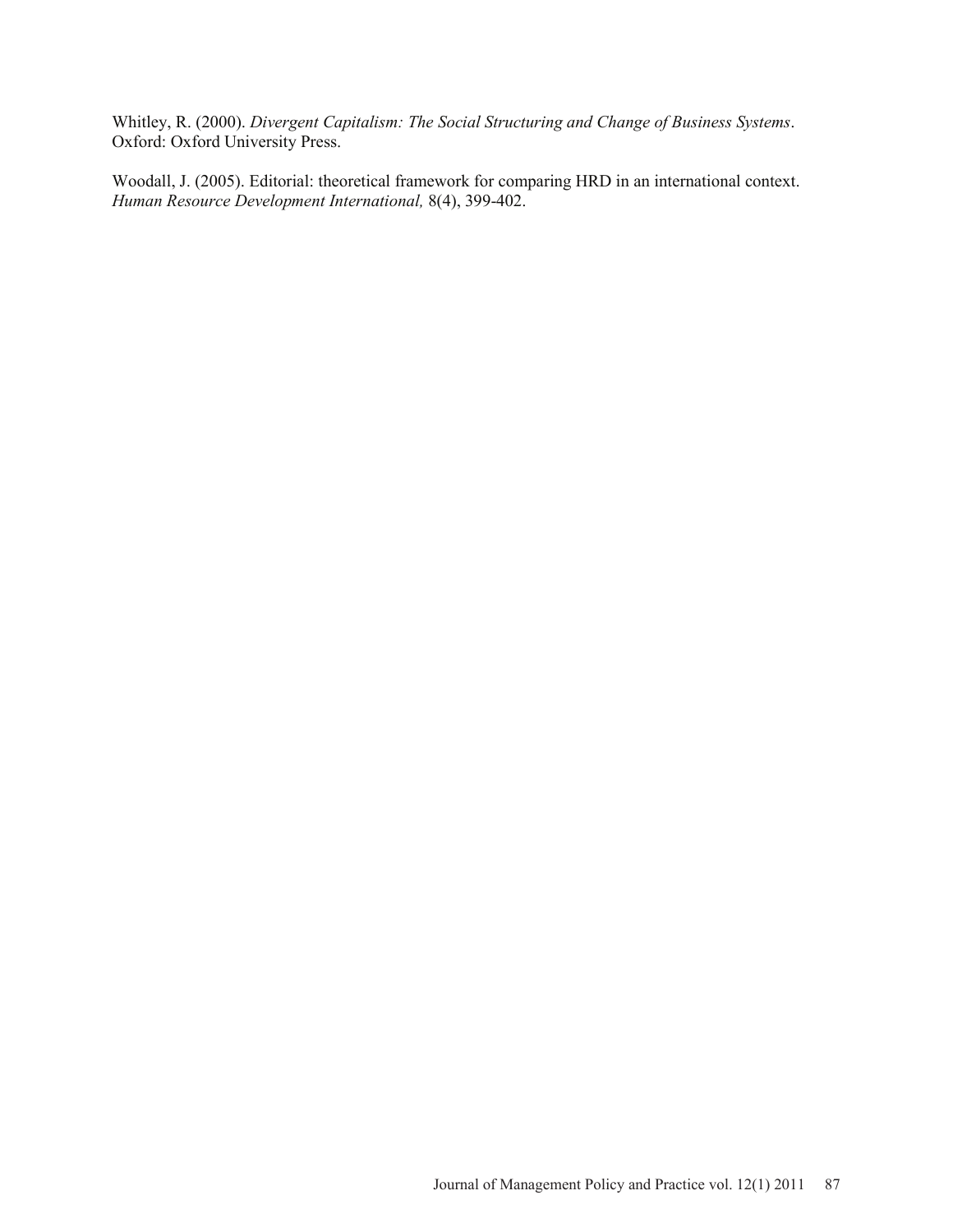Whitley, R. (2000). *Divergent Capitalism: The Social Structuring and Change of Business Systems*. Oxford: Oxford University Press.

Woodall, J. (2005). Editorial: theoretical framework for comparing HRD in an international context. *Human Resource Development International,* 8(4), 399-402.